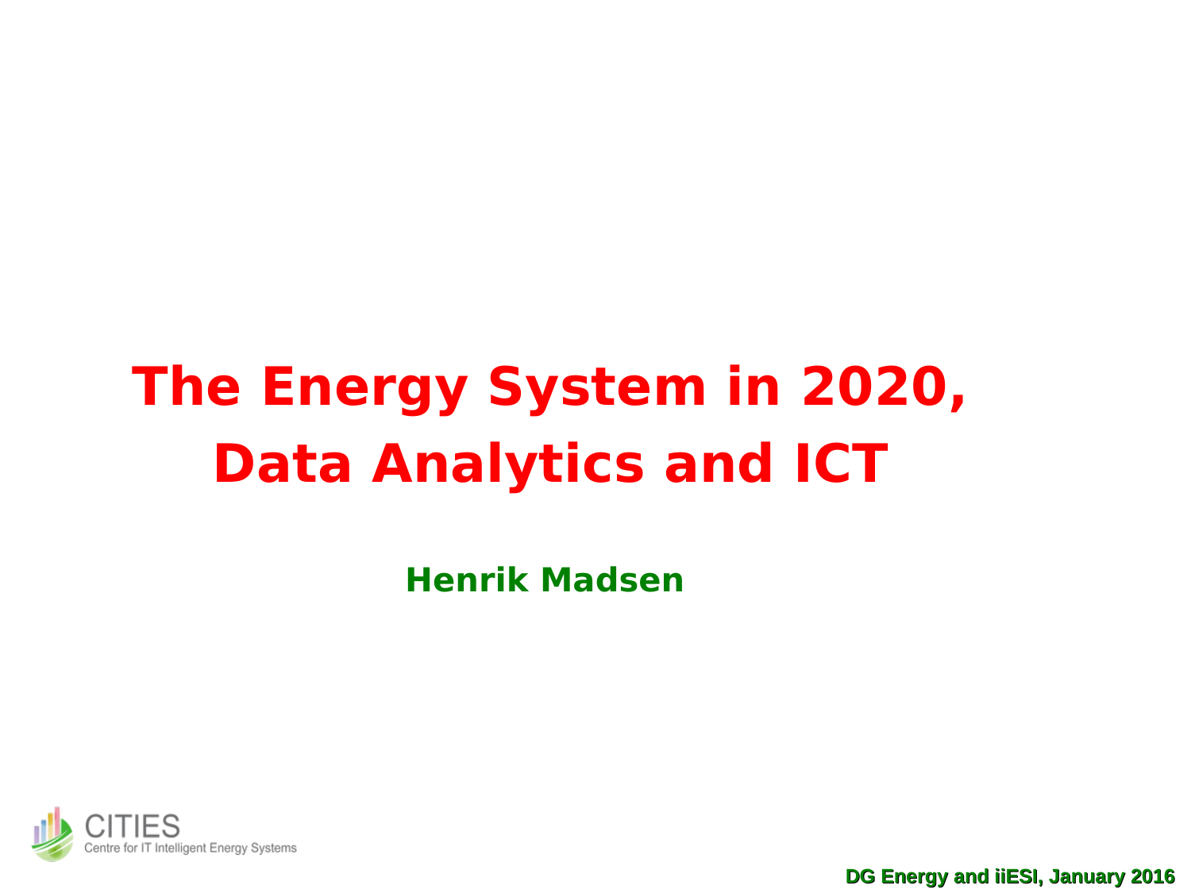# The Energy System in 2020, Data Analytics and ICT

**Henrik Madsen**

CITIES
Centre for IT Intelligent Energy Systems

**DG Energy and iiESI, January 2016**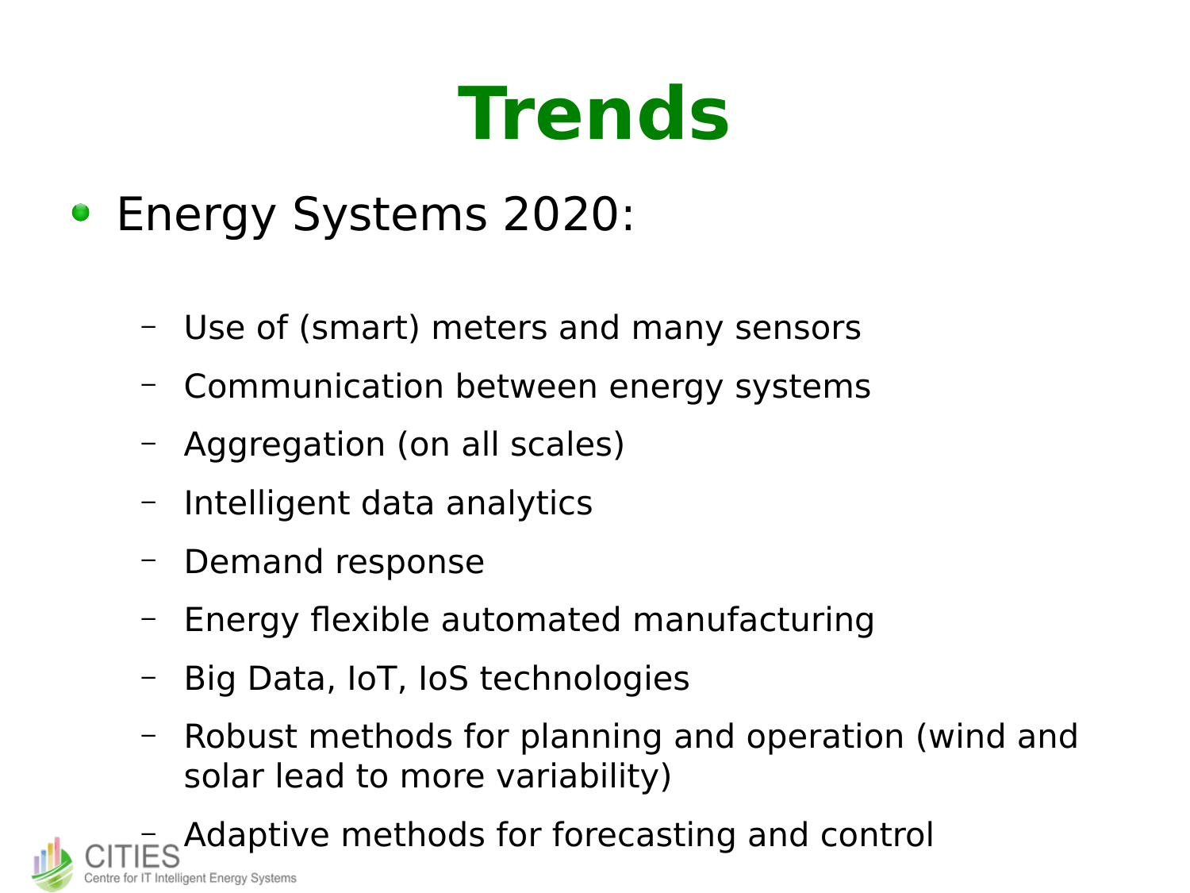# Trends

- Energy Systems 2020:
  - Use of (smart) meters and many sensors
  - Communication between energy systems
  - Aggregation (on all scales)
  - Intelligent data analytics
  - Demand response
  - Energy flexible automated manufacturing
  - Big Data, IoT, IoS technologies
  - Robust methods for planning and operation (wind and solar lead to more variability)
  - Adaptive methods for forecasting and control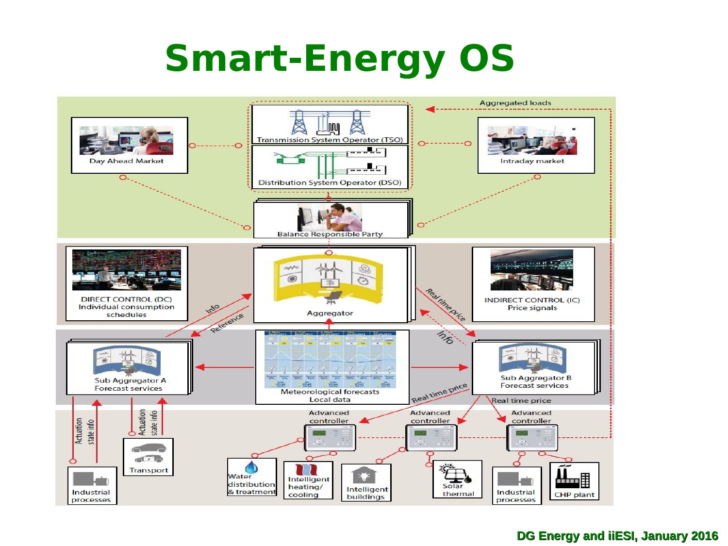# Smart-Energy OS

Aggregated loads

Day Ahead Market

Transmission System Operator (TSO)

Distribution System Operator (DSO)

Intraday market

Balance Responsible Party

DIRECT CONTROL (DC)
Individual consumption schedules

Aggregator

INDIRECT CONTROL (IC)
Price signals

Info

Reference

Real time price

Info

Sub Aggregator A
Forecast services

Meteorological forecasts
Local data

Sub Aggregator B
Forecast services

Real time price

Real time price

Actuation
state info

Actuation
state info

Advanced controller

Advanced controller

Advanced controller

Transport

Industrial processes

Water distribution & treatment

Intelligent heating/ cooling

Intelligent buildings

Solar thermal

Industrial processes

CHP plant

DG Energy and iiESI, January 2016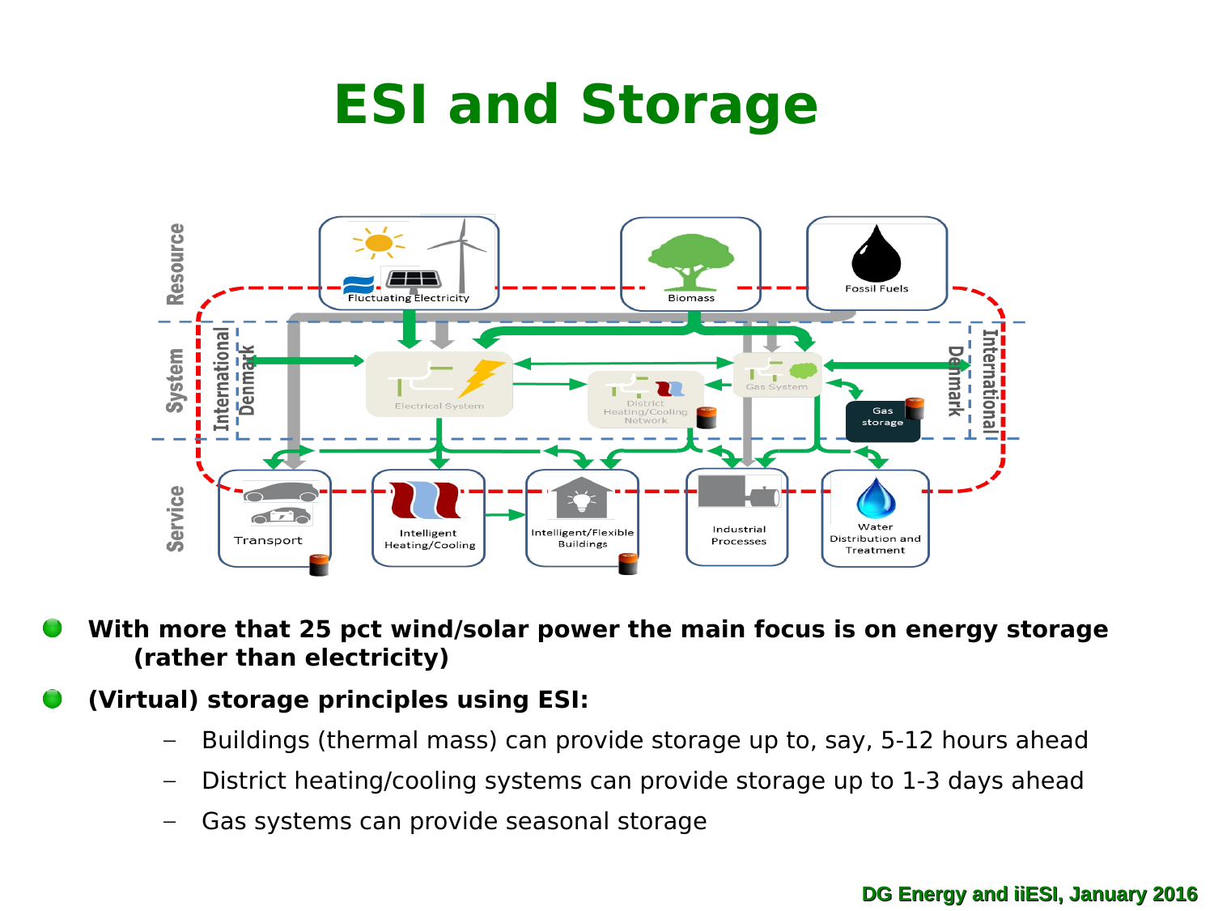# ESI and Storage

Resource

Fluctuating Electricity

Biomass

Fossil Fuels

System

International

Denmark

Electrical System

District Heating/Cooling Network

Gas System

Gas storage

Denmark

International

Service

Transport

Intelligent Heating/Cooling

Intelligent/Flexible Buildings

Industrial Processes

Water Distribution and Treatment

- **With more that 25 pct wind/solar power the main focus is on energy storage (rather than electricity)**
- **(Virtual) storage principles using ESI:**
  - Buildings (thermal mass) can provide storage up to, say, 5-12 hours ahead
  - District heating/cooling systems can provide storage up to 1-3 days ahead
  - Gas systems can provide seasonal storage

DG Energy and iiESI, January 2016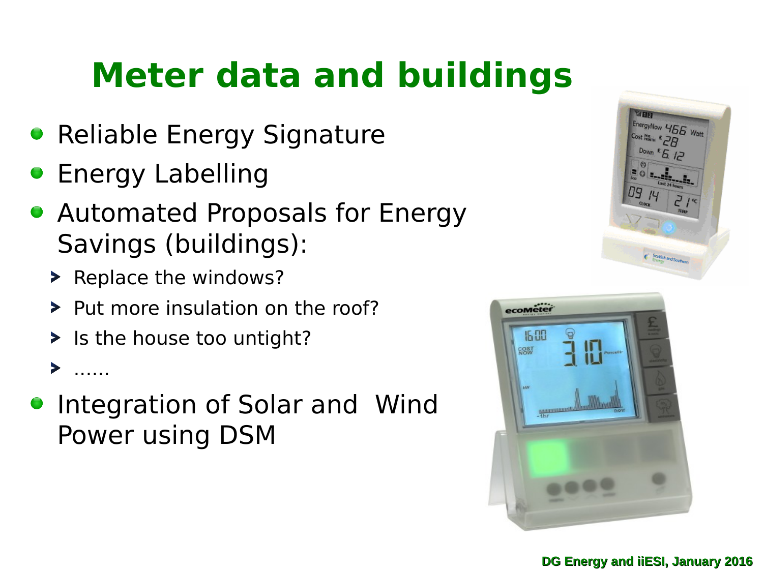# Meter data and buildings

- Reliable Energy Signature
- Energy Labelling
- Automated Proposals for Energy Savings (buildings):
  - Replace the windows?
  - Put more insulation on the roof?
  - Is the house too untight?
  - ......
- Integration of Solar and Wind Power using DSM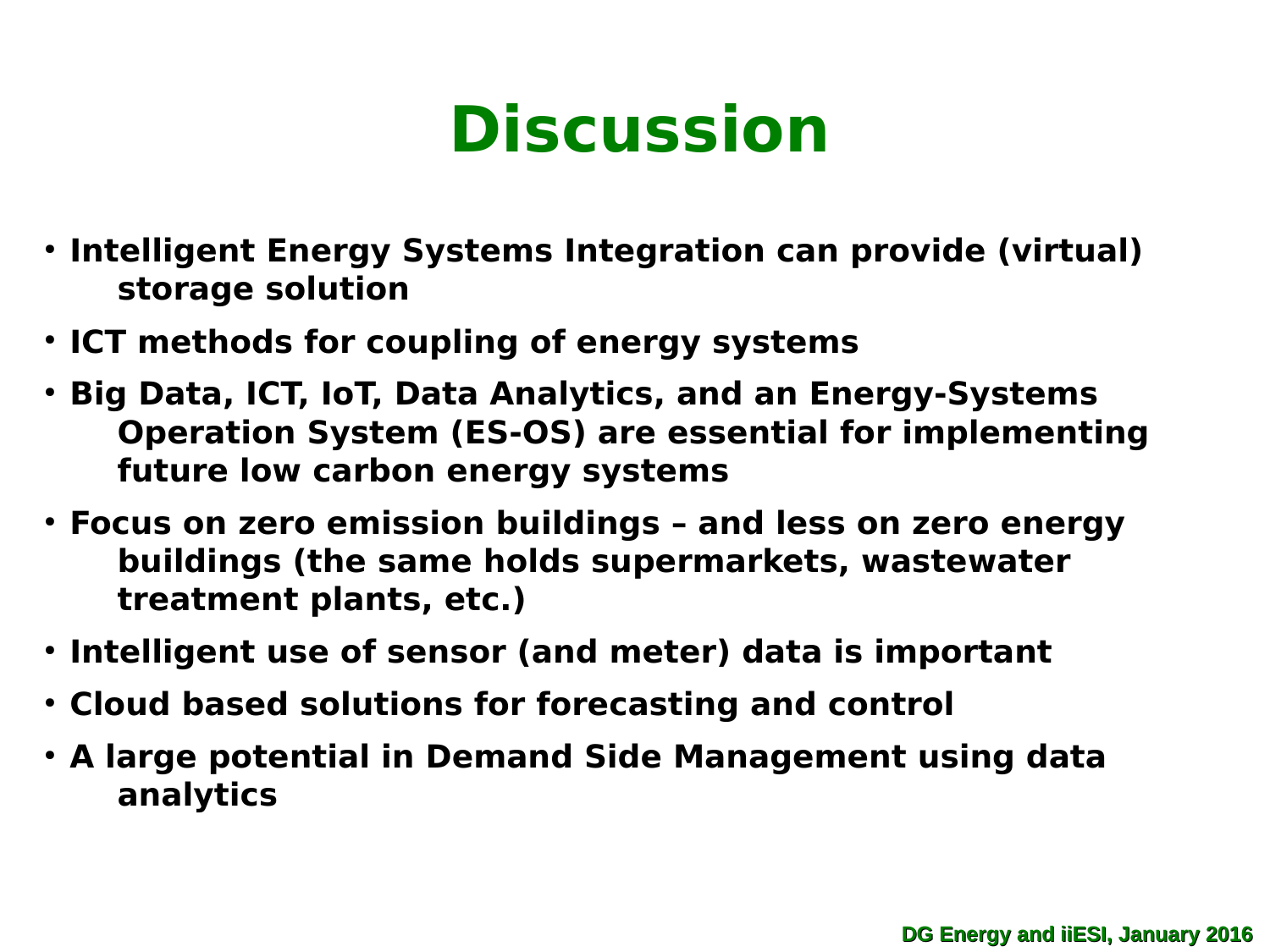# Discussion

- **Intelligent Energy Systems Integration can provide (virtual) storage solution**
- **ICT methods for coupling of energy systems**
- **Big Data, ICT, IoT, Data Analytics, and an Energy-Systems Operation System (ES-OS) are essential for implementing future low carbon energy systems**
- **Focus on zero emission buildings – and less on zero energy buildings (the same holds supermarkets, wastewater treatment plants, etc.)**
- **Intelligent use of sensor (and meter) data is important**
- **Cloud based solutions for forecasting and control**
- **A large potential in Demand Side Management using data analytics**